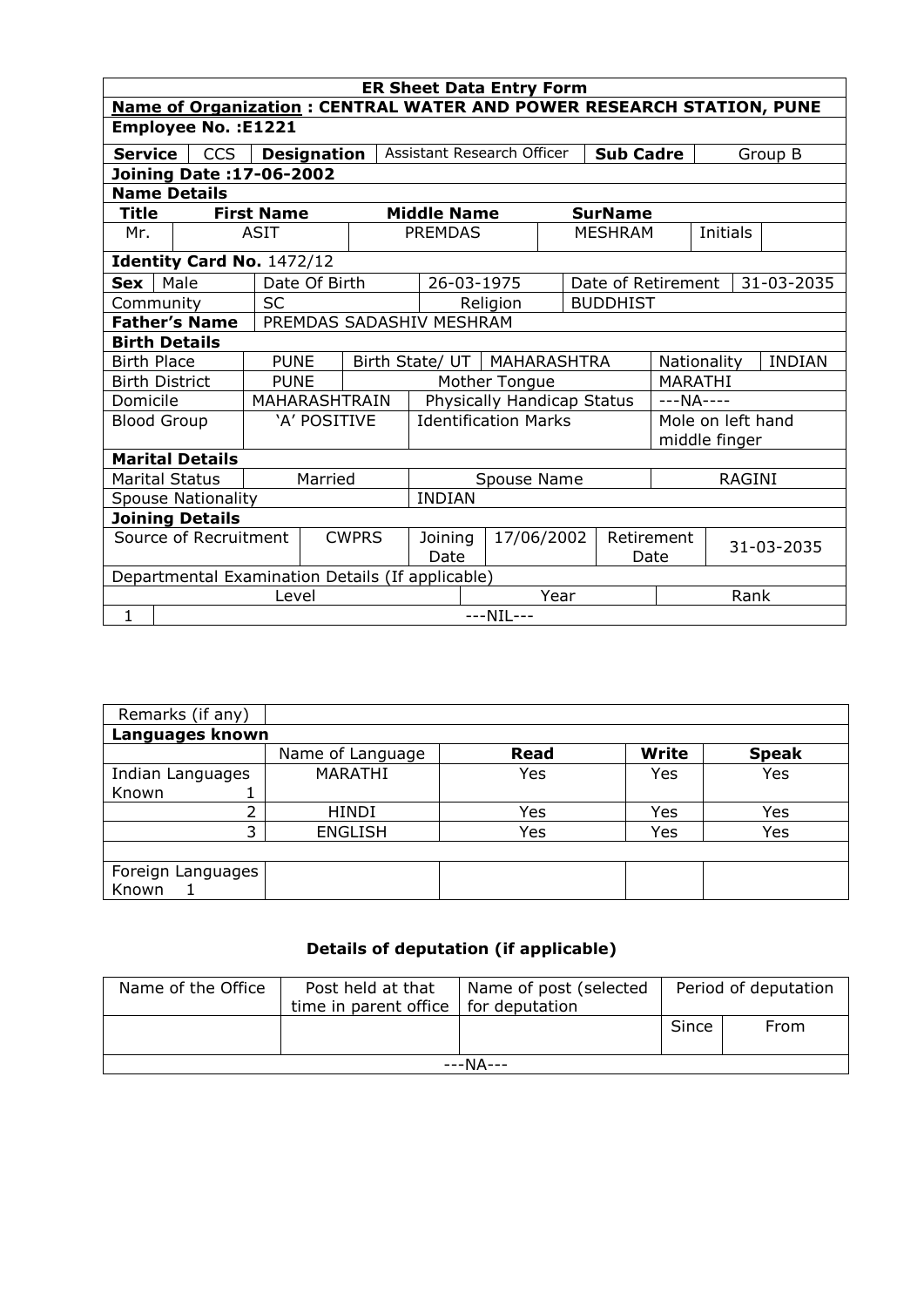# ER Sheet Data Entry Form

**Name of Organization : CENTRAL WATER AND POWER RESEARCH STATION, PUNE**

**Employee No. :E1221**

| **Service** | CCS | **Designation** | Assistant Research Officer | **Sub Cadre** | Group B |
|---|---|---|---|---|---|

**Joining Date :17-06-2002**

**Name Details**

| **Title** | **First Name** | **Middle Name** | **SurName** | | |
|---|---|---|---|---|---|
| Mr. | ASIT | PREMDAS | MESHRAM | Initials | |

**Identity Card No.** 1472/12

| **Sex** | Male | Date Of Birth | 26-03-1975 | Date of Retirement | 31-03-2035 |
|---|---|---|---|---|---|
| Community | SC | Religion | BUDDHIST | | |
| **Father's Name** | PREMDAS SADASHIV MESHRAM | | | | |

**Birth Details**

| Birth Place | PUNE | Birth State/ UT | MAHARASHTRA | Nationality | INDIAN |
|---|---|---|---|---|---|
| Birth District | PUNE | Mother Tongue | | MARATHI | |
| Domicile | MAHARASHTRAIN | Physically Handicap Status | | ---NA---- | |
| Blood Group | 'A' POSITIVE | Identification Marks | | Mole on left hand middle finger | |

**Marital Details**

| Marital Status | Married | Spouse Name | RAGINI |
|---|---|---|---|
| Spouse Nationality | | INDIAN | |

**Joining Details**

| Source of Recruitment | CWPRS | Joining Date | 17/06/2002 | Retirement Date | 31-03-2035 |
|---|---|---|---|---|---|

Departmental Examination Details (If applicable)

| | Level | Year | Rank |
|---|---|---|---|
| 1 | ---NIL--- | | |

| Remarks (if any) | | | | |
|---|---|---|---|---|
| **Languages known** | | | | |
| | Name of Language | **Read** | **Write** | **Speak** |
| Indian Languages Known 1 | MARATHI | Yes | Yes | Yes |
| 2 | HINDI | Yes | Yes | Yes |
| 3 | ENGLISH | Yes | Yes | Yes |
| | | | | |
| Foreign Languages Known 1 | | | | |

**Details of deputation (if applicable)**

| Name of the Office | Post held at that time in parent office | Name of post (selected for deputation | Period of deputation | |
|---|---|---|---|---|
| | | | Since | From |
| ---NA--- | | | | |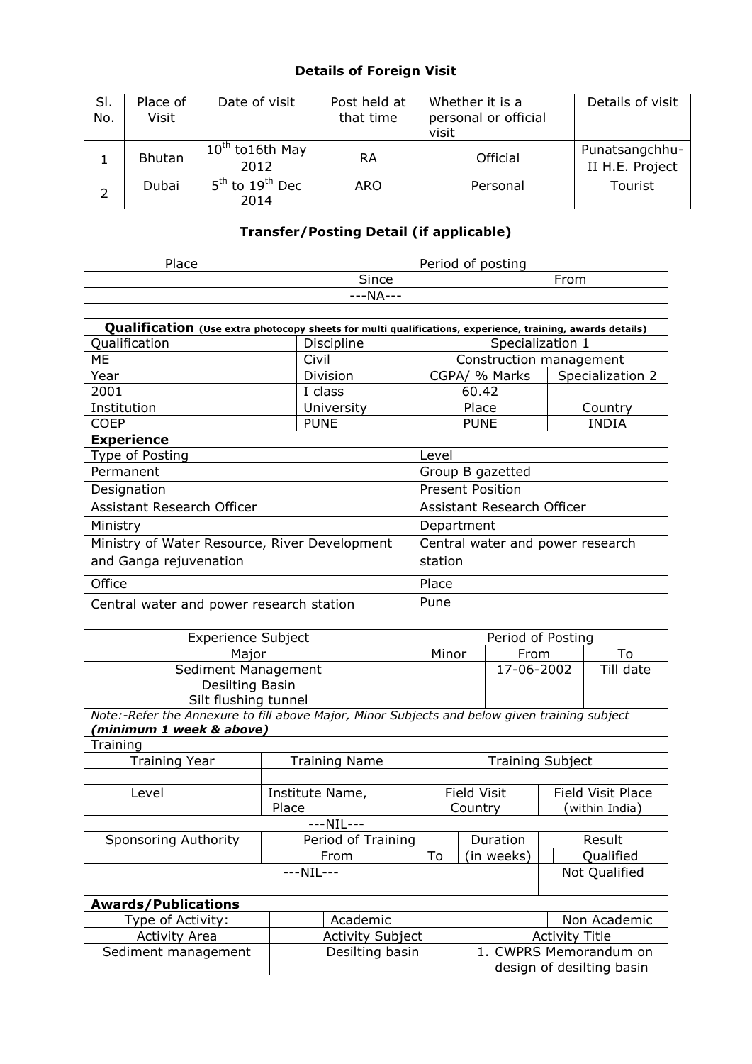**Details of Foreign Visit**

| Sl. No. | Place of Visit | Date of visit | Post held at that time | Whether it is a personal or official visit | Details of visit |
|---|---|---|---|---|---|
| 1 | Bhutan | 10th to16th May 2012 | RA | Official | Punatsangchhu-II H.E. Project |
| 2 | Dubai | 5th to 19th Dec 2014 | ARO | Personal | Tourist |

**Transfer/Posting Detail (if applicable)**

| Place | Period of posting | |
|---|---|---|
| | Since | From |
| ---NA--- | | |

| **Qualification** (Use extra photocopy sheets for multi qualifications, experience, training, awards details) | | | |
|---|---|---|---|
| Qualification | Discipline | Specialization 1 | |
| ME | Civil | Construction management | |
| Year | Division | CGPA/ % Marks | Specialization 2 |
| 2001 | I class | 60.42 | |
| Institution | University | Place | Country |
| COEP | PUNE | PUNE | INDIA |

| **Experience** | | | |
|---|---|---|---|
| Type of Posting | | Level | |
| Permanent | | Group B gazetted | |
| Designation | | Present Position | |
| Assistant Research Officer | | Assistant Research Officer | |
| Ministry | | Department | |
| Ministry of Water Resource, River Development and Ganga rejuvenation | | Central water and power research station | |
| Office | | Place | |
| Central water and power research station | | Pune | |
| Experience Subject | | Period of Posting | |
| Major | Minor | From | To |
| Sediment Management<br>Desilting Basin<br>Silt flushing tunnel | | 17-06-2002 | Till date |

*Note:-Refer the Annexure to fill above Major, Minor Subjects and below given training subject* ***(minimum 1 week & above)***

| Training | | | | | |
|---|---|---|---|---|---|
| Training Year | Training Name | Training Subject | | | |
| | | | | | |
| Level | Institute Name, Place | Field Visit Country | | Field Visit Place (within India) | |
| ---NIL--- | | | | | |
| Sponsoring Authority | Period of Training | | Duration | Result | |
| | From | To | (in weeks) | Qualified | |
| ---NIL--- | | | | Not Qualified | |

| **Awards/Publications** | | | |
|---|---|---|---|
| Type of Activity: | Academic | | Non Academic |
| Activity Area | Activity Subject | Activity Title | |
| Sediment management | Desilting basin | 1. CWPRS Memorandum on design of desilting basin | |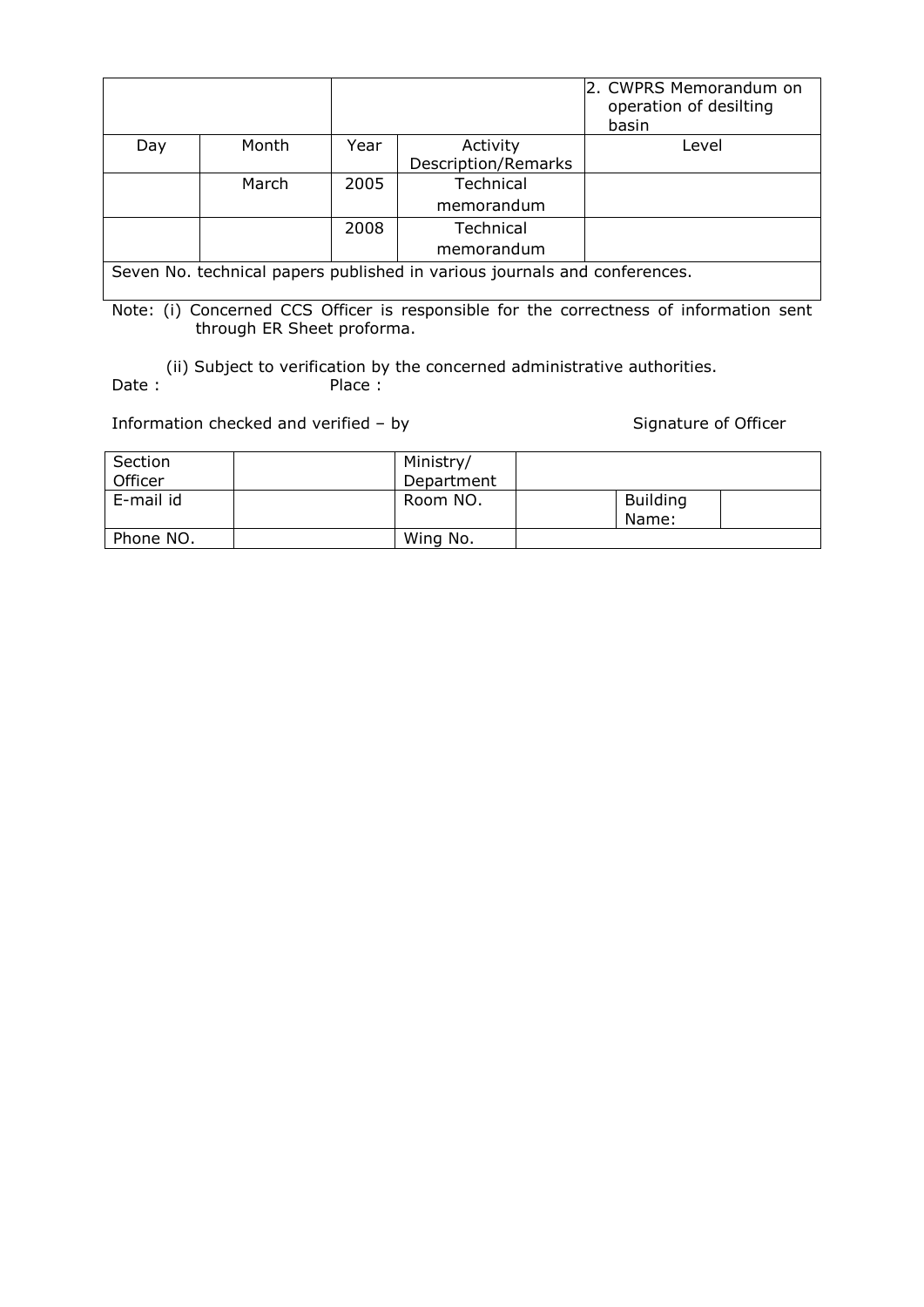| | | | | |
|---|---|---|---|---|
| | | | | 2. CWPRS Memorandum on operation of desilting basin |
| Day | Month | Year | Activity Description/Remarks | Level |
| | March | 2005 | Technical memorandum | |
| | | 2008 | Technical memorandum | |
| Seven No. technical papers published in various journals and conferences. | | | | |

Note: (i) Concerned CCS Officer is responsible for the correctness of information sent through ER Sheet proforma.

(ii) Subject to verification by the concerned administrative authorities.

Date : Place :

Information checked and verified – by

Signature of Officer

| | | | | | |
|---|---|---|---|---|---|
| Section Officer | | Ministry/ Department | | | |
| E-mail id | | Room NO. | | Building Name: | |
| Phone NO. | | Wing No. | | | |